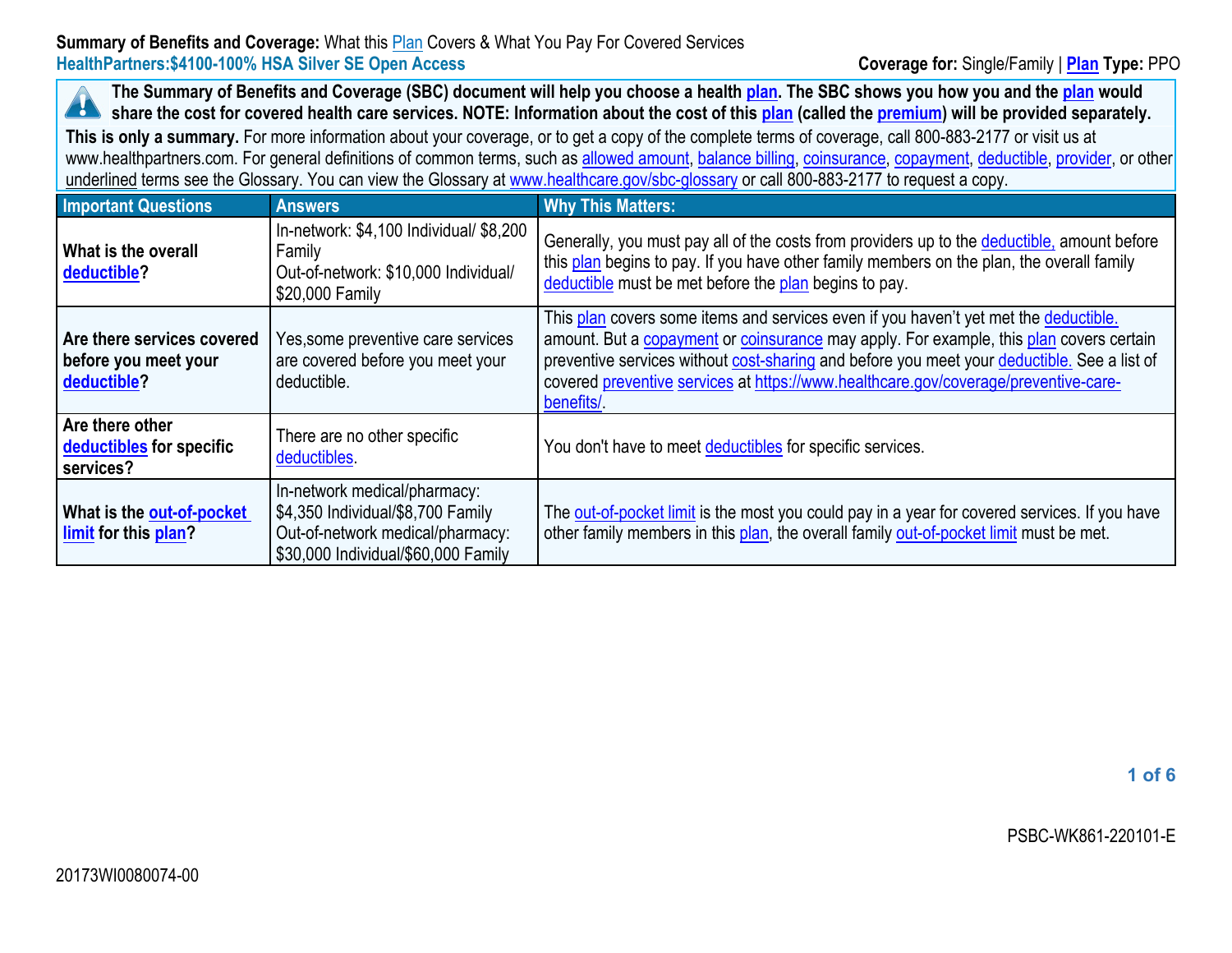**Summary of Benefits and Coverage:** What this Plan Covers & What You Pay For Covered Services
**HealthPartners:$4100-100% HSA Silver SE Open Access**

**Coverage for:** Single/Family | **Plan Type:** PPO

**The Summary of Benefits and Coverage (SBC) document will help you choose a health plan. The SBC shows you how you and the plan would share the cost for covered health care services. NOTE: Information about the cost of this plan (called the premium) will be provided separately.**

**This is only a summary.** For more information about your coverage, or to get a copy of the complete terms of coverage, call 800-883-2177 or visit us at www.healthpartners.com. For general definitions of common terms, such as allowed amount, balance billing, coinsurance, copayment, deductible, provider, or other underlined terms see the Glossary. You can view the Glossary at www.healthcare.gov/sbc-glossary or call 800-883-2177 to request a copy.

| Important Questions | Answers | Why This Matters: |
|---|---|---|
| **What is the overall deductible?** | In-network: $4,100 Individual/ $8,200 Family<br>Out-of-network: $10,000 Individual/ $20,000 Family | Generally, you must pay all of the costs from providers up to the deductible, amount before this plan begins to pay. If you have other family members on the plan, the overall family deductible must be met before the plan begins to pay. |
| **Are there services covered before you meet your deductible?** | Yes,some preventive care services are covered before you meet your deductible. | This plan covers some items and services even if you haven't yet met the deductible. amount. But a copayment or coinsurance may apply. For example, this plan covers certain preventive services without cost-sharing and before you meet your deductible. See a list of covered preventive services at https://www.healthcare.gov/coverage/preventive-care-benefits/. |
| **Are there other deductibles for specific services?** | There are no other specific deductibles. | You don't have to meet deductibles for specific services. |
| **What is the out-of-pocket limit for this plan?** | In-network medical/pharmacy: $4,350 Individual/$8,700 Family<br>Out-of-network medical/pharmacy: $30,000 Individual/$60,000 Family | The out-of-pocket limit is the most you could pay in a year for covered services. If you have other family members in this plan, the overall family out-of-pocket limit must be met. |

PSBC-WK861-220101-E

20173WI0080074-00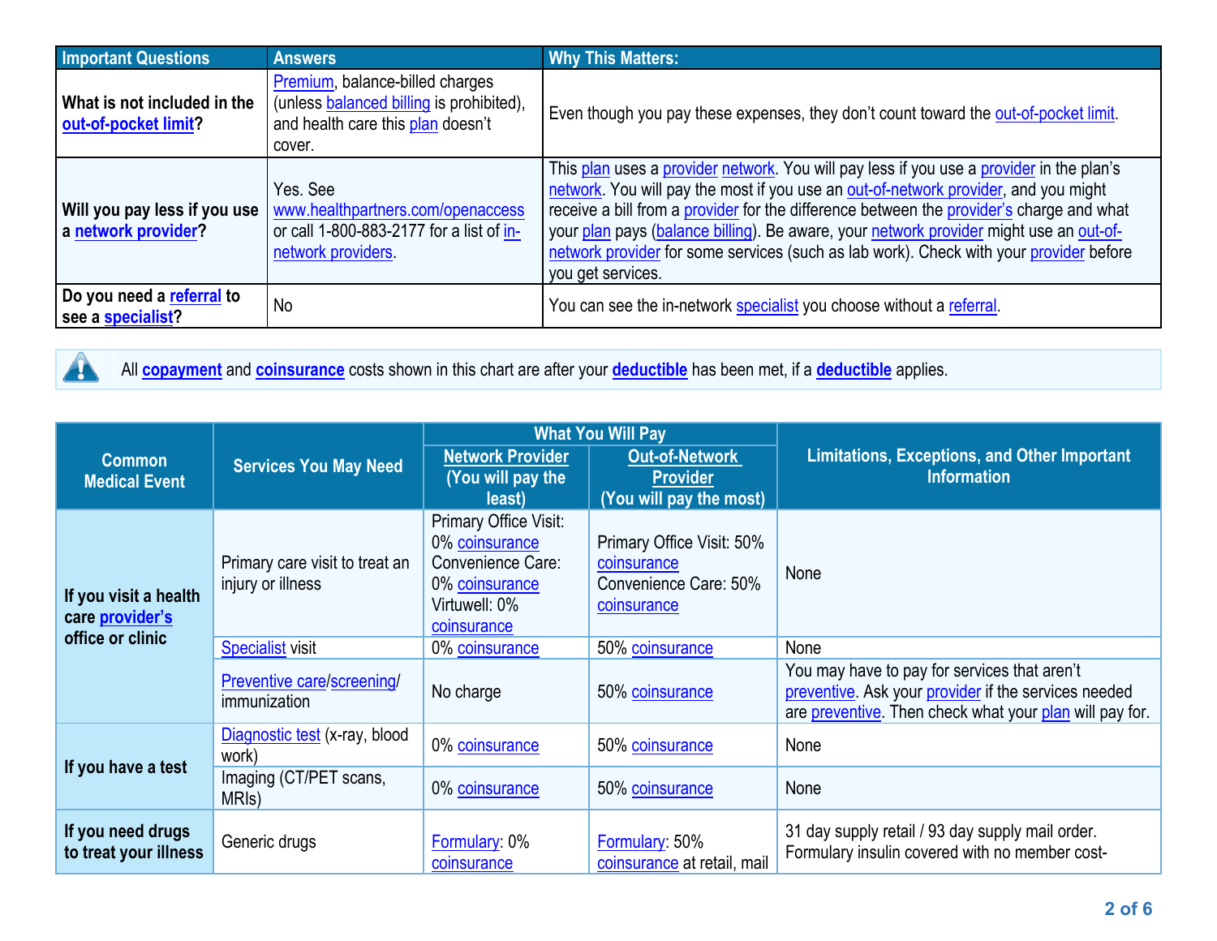| Important Questions | Answers | Why This Matters: |
|---|---|---|
| What is not included in the **out-of-pocket limit**? | Premium, balance-billed charges (unless balanced billing is prohibited), and health care this plan doesn't cover. | Even though you pay these expenses, they don't count toward the out-of-pocket limit. |
| Will you pay less if you use a **network provider**? | Yes. See www.healthpartners.com/openaccess or call 1-800-883-2177 for a list of in-network providers. | This plan uses a provider network. You will pay less if you use a provider in the plan's network. You will pay the most if you use an out-of-network provider, and you might receive a bill from a provider for the difference between the provider's charge and what your plan pays (balance billing). Be aware, your network provider might use an out-of-network provider for some services (such as lab work). Check with your provider before you get services. |
| Do you need a **referral** to see a **specialist**? | No | You can see the in-network specialist you choose without a referral. |

All **copayment** and **coinsurance** costs shown in this chart are after your **deductible** has been met, if a **deductible** applies.

| Common Medical Event | Services You May Need | What You Will Pay | | Limitations, Exceptions, and Other Important Information |
|---|---|---|---|---|
| | | Network Provider (You will pay the least) | Out-of-Network Provider (You will pay the most) | |
| If you visit a health care **provider's** office or clinic | Primary care visit to treat an injury or illness | Primary Office Visit: 0% coinsurance<br>Convenience Care: 0% coinsurance<br>Virtuwell: 0% coinsurance | Primary Office Visit: 50% coinsurance<br>Convenience Care: 50% coinsurance | None |
| | Specialist visit | 0% coinsurance | 50% coinsurance | None |
| | Preventive care/screening/ immunization | No charge | 50% coinsurance | You may have to pay for services that aren't preventive. Ask your provider if the services needed are preventive. Then check what your plan will pay for. |
| If you have a test | Diagnostic test (x-ray, blood work) | 0% coinsurance | 50% coinsurance | None |
| | Imaging (CT/PET scans, MRIs) | 0% coinsurance | 50% coinsurance | None |
| If you need drugs to treat your illness | Generic drugs | Formulary: 0% coinsurance | Formulary: 50% coinsurance at retail, mail | 31 day supply retail / 93 day supply mail order. Formulary insulin covered with no member cost- |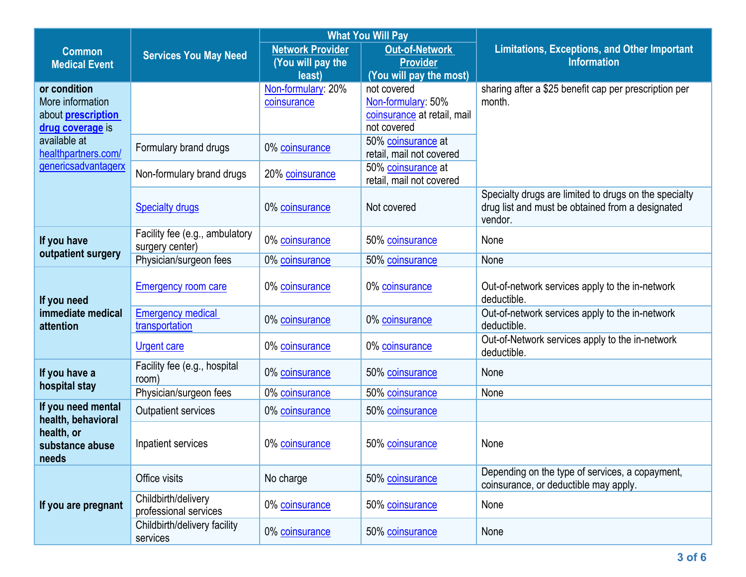| Common Medical Event | Services You May Need | What You Will Pay | | Limitations, Exceptions, and Other Important Information |
|---|---|---|---|---|
| | | Network Provider (You will pay the least) | Out-of-Network Provider (You will pay the most) | |
| or condition More information about **prescription drug coverage** is available at healthpartners.com/genericsadvantagerx | | Non-formulary: 20% coinsurance | not covered Non-formulary: 50% coinsurance at retail, mail not covered | sharing after a $25 benefit cap per prescription per month. |
| | Formulary brand drugs | 0% coinsurance | 50% coinsurance at retail, mail not covered | |
| | Non-formulary brand drugs | 20% coinsurance | 50% coinsurance at retail, mail not covered | |
| | Specialty drugs | 0% coinsurance | Not covered | Specialty drugs are limited to drugs on the specialty drug list and must be obtained from a designated vendor. |
| **If you have outpatient surgery** | Facility fee (e.g., ambulatory surgery center) | 0% coinsurance | 50% coinsurance | None |
| | Physician/surgeon fees | 0% coinsurance | 50% coinsurance | None |
| **If you need immediate medical attention** | Emergency room care | 0% coinsurance | 0% coinsurance | Out-of-network services apply to the in-network deductible. |
| | Emergency medical transportation | 0% coinsurance | 0% coinsurance | Out-of-network services apply to the in-network deductible. |
| | Urgent care | 0% coinsurance | 0% coinsurance | Out-of-Network services apply to the in-network deductible. |
| **If you have a hospital stay** | Facility fee (e.g., hospital room) | 0% coinsurance | 50% coinsurance | None |
| | Physician/surgeon fees | 0% coinsurance | 50% coinsurance | None |
| **If you need mental health, behavioral health, or substance abuse needs** | Outpatient services | 0% coinsurance | 50% coinsurance | |
| | Inpatient services | 0% coinsurance | 50% coinsurance | None |
| **If you are pregnant** | Office visits | No charge | 50% coinsurance | Depending on the type of services, a copayment, coinsurance, or deductible may apply. |
| | Childbirth/delivery professional services | 0% coinsurance | 50% coinsurance | None |
| | Childbirth/delivery facility services | 0% coinsurance | 50% coinsurance | None |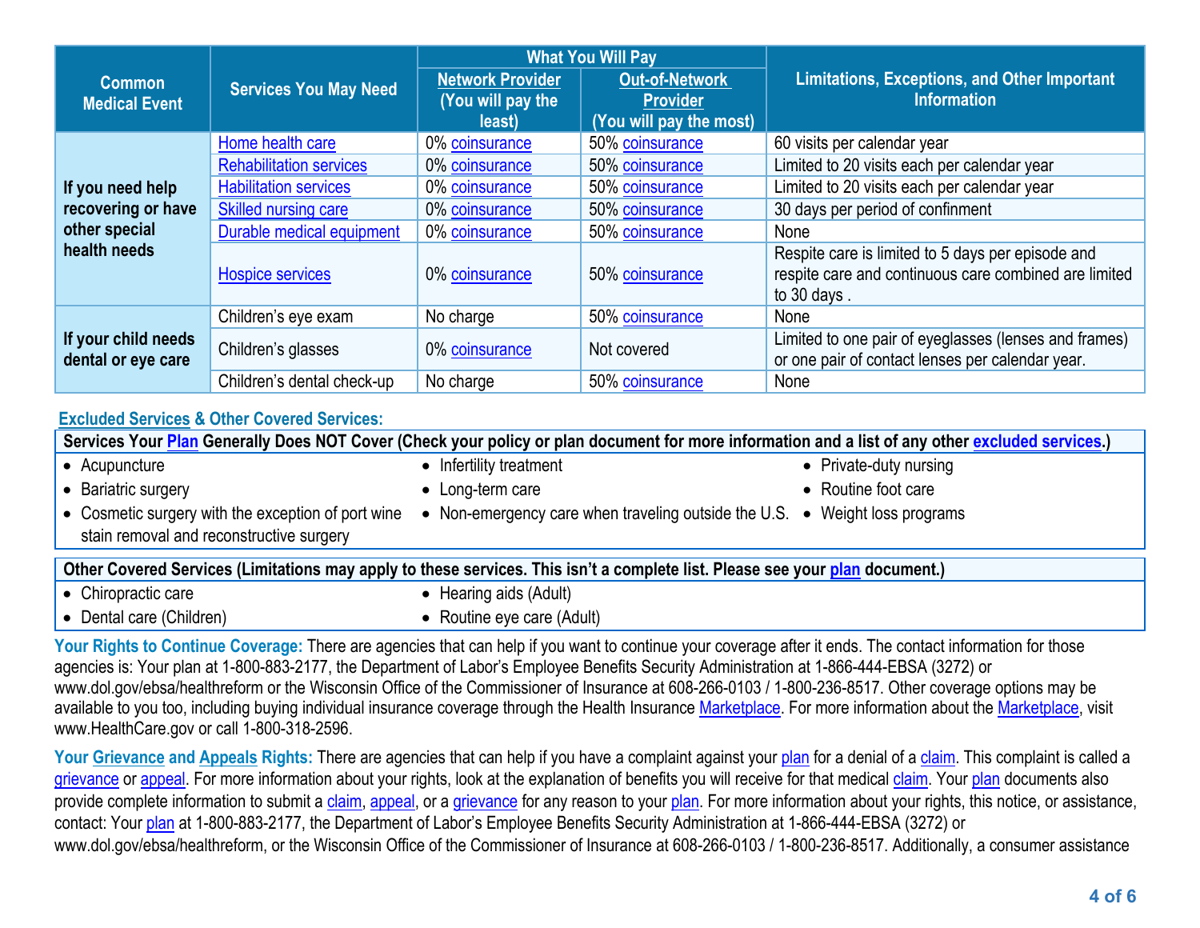| Common Medical Event | Services You May Need | What You Will Pay | | Limitations, Exceptions, and Other Important Information |
|---|---|---|---|---|
| | | Network Provider (You will pay the least) | Out-of-Network Provider (You will pay the most) | |
| If you need help recovering or have other special health needs | Home health care | 0% coinsurance | 50% coinsurance | 60 visits per calendar year |
| | Rehabilitation services | 0% coinsurance | 50% coinsurance | Limited to 20 visits each per calendar year |
| | Habilitation services | 0% coinsurance | 50% coinsurance | Limited to 20 visits each per calendar year |
| | Skilled nursing care | 0% coinsurance | 50% coinsurance | 30 days per period of confinment |
| | Durable medical equipment | 0% coinsurance | 50% coinsurance | None |
| | Hospice services | 0% coinsurance | 50% coinsurance | Respite care is limited to 5 days per episode and respite care and continuous care combined are limited to 30 days . |
| If your child needs dental or eye care | Children's eye exam | No charge | 50% coinsurance | None |
| | Children's glasses | 0% coinsurance | Not covered | Limited to one pair of eyeglasses (lenses and frames) or one pair of contact lenses per calendar year. |
| | Children's dental check-up | No charge | 50% coinsurance | None |

## Excluded Services & Other Covered Services:

**Services Your Plan Generally Does NOT Cover (Check your policy or plan document for more information and a list of any other excluded services.)**

- Acupuncture
- Bariatric surgery
- Cosmetic surgery with the exception of port wine stain removal and reconstructive surgery
- Infertility treatment
- Long-term care
- Non-emergency care when traveling outside the U.S.
- Private-duty nursing
- Routine foot care
- Weight loss programs

**Other Covered Services (Limitations may apply to these services. This isn't a complete list. Please see your plan document.)**

- Chiropractic care
- Dental care (Children)
- Hearing aids (Adult)
- Routine eye care (Adult)

**Your Rights to Continue Coverage:** There are agencies that can help if you want to continue your coverage after it ends. The contact information for those agencies is: Your plan at 1-800-883-2177, the Department of Labor's Employee Benefits Security Administration at 1-866-444-EBSA (3272) or www.dol.gov/ebsa/healthreform or the Wisconsin Office of the Commissioner of Insurance at 608-266-0103 / 1-800-236-8517. Other coverage options may be available to you too, including buying individual insurance coverage through the Health Insurance Marketplace. For more information about the Marketplace, visit www.HealthCare.gov or call 1-800-318-2596.

**Your Grievance and Appeals Rights:** There are agencies that can help if you have a complaint against your plan for a denial of a claim. This complaint is called a grievance or appeal. For more information about your rights, look at the explanation of benefits you will receive for that medical claim. Your plan documents also provide complete information to submit a claim, appeal, or a grievance for any reason to your plan. For more information about your rights, this notice, or assistance, contact: Your plan at 1-800-883-2177, the Department of Labor's Employee Benefits Security Administration at 1-866-444-EBSA (3272) or www.dol.gov/ebsa/healthreform, or the Wisconsin Office of the Commissioner of Insurance at 608-266-0103 / 1-800-236-8517. Additionally, a consumer assistance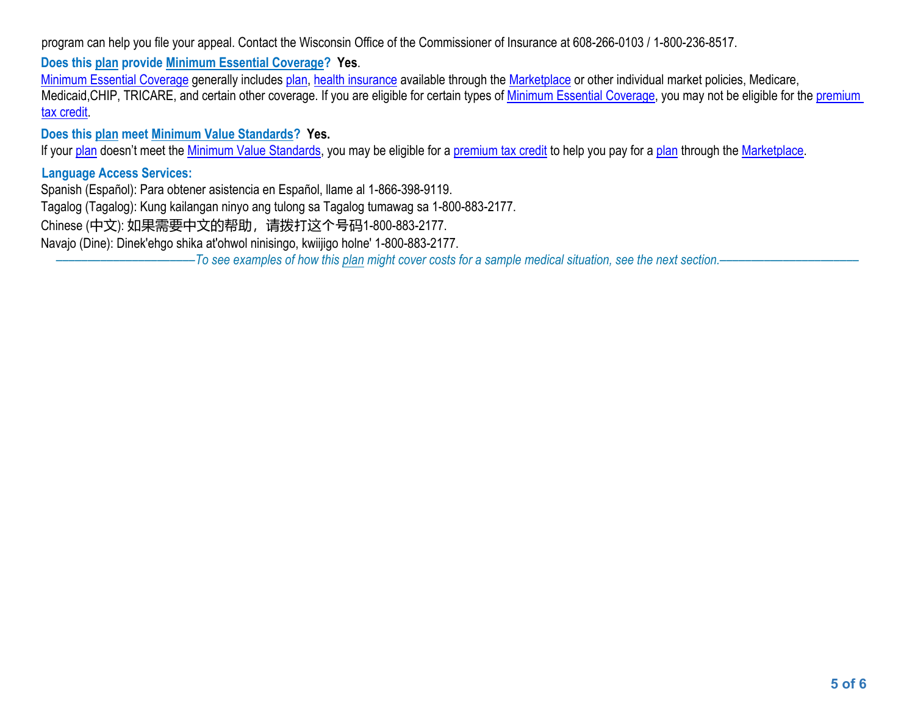program can help you file your appeal. Contact the Wisconsin Office of the Commissioner of Insurance at 608-266-0103 / 1-800-236-8517.

**Does this plan provide Minimum Essential Coverage? Yes**.

Minimum Essential Coverage generally includes plan, health insurance available through the Marketplace or other individual market policies, Medicare, Medicaid,CHIP, TRICARE, and certain other coverage. If you are eligible for certain types of Minimum Essential Coverage, you may not be eligible for the premium tax credit.

**Does this plan meet Minimum Value Standards? Yes.**

If your plan doesn't meet the Minimum Value Standards, you may be eligible for a premium tax credit to help you pay for a plan through the Marketplace.

**Language Access Services:**

Spanish (Español): Para obtener asistencia en Español, llame al 1-866-398-9119.

Tagalog (Tagalog): Kung kailangan ninyo ang tulong sa Tagalog tumawag sa 1-800-883-2177.

Chinese (中文): 如果需要中文的帮助，请拨打这个号码1-800-883-2177.

Navajo (Dine): Dinek'ehgo shika at'ohwol ninisingo, kwiijigo holne' 1-800-883-2177.

*——————————————To see examples of how this plan might cover costs for a sample medical situation, see the next section.——————————————*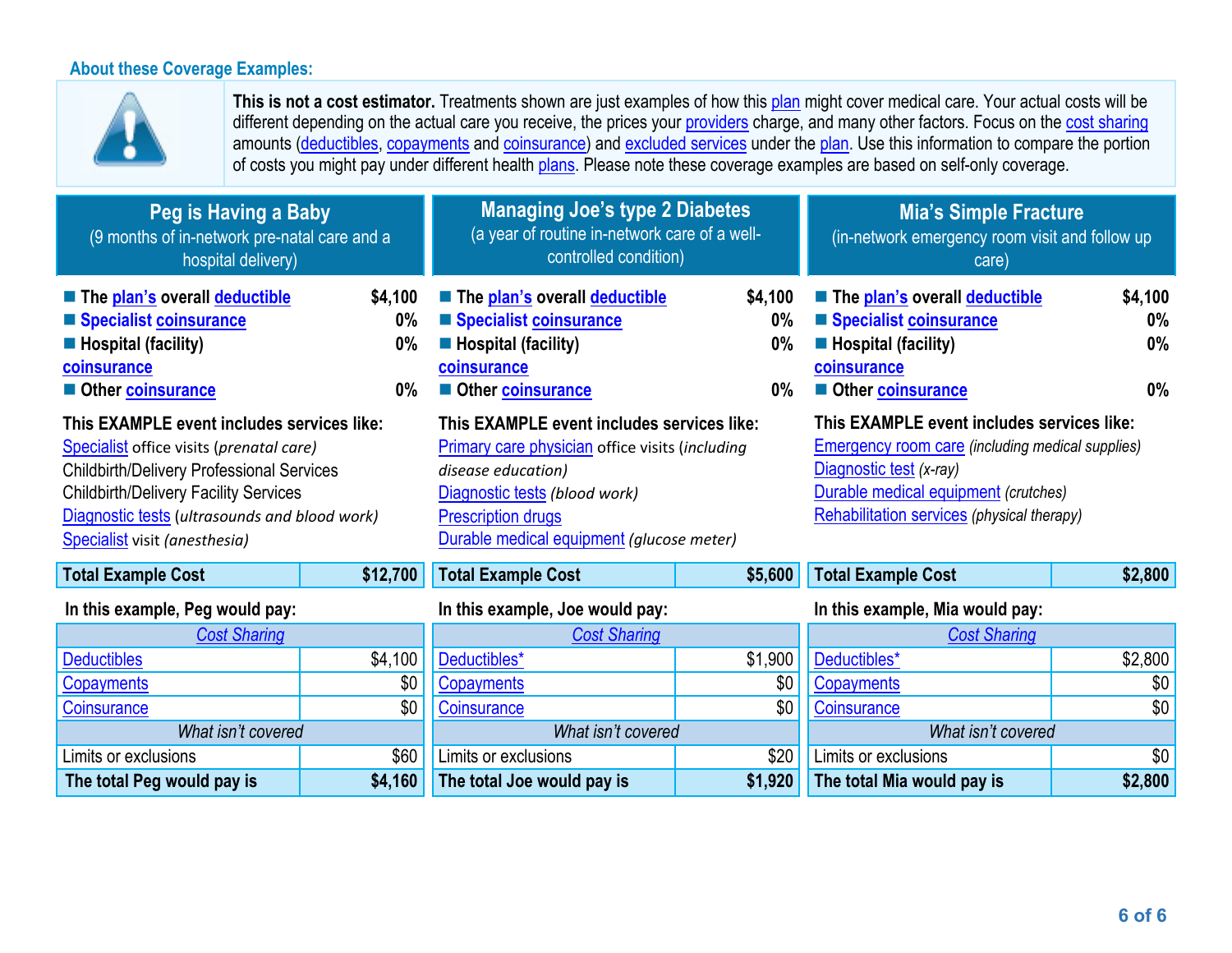### About these Coverage Examples:

**This is not a cost estimator.** Treatments shown are just examples of how this plan might cover medical care. Your actual costs will be different depending on the actual care you receive, the prices your providers charge, and many other factors. Focus on the cost sharing amounts (deductibles, copayments and coinsurance) and excluded services under the plan. Use this information to compare the portion of costs you might pay under different health plans. Please note these coverage examples are based on self-only coverage.

## Peg is Having a Baby

(9 months of in-network pre-natal care and a hospital delivery)

- **The plan's overall deductible** **$4,100**
- **Specialist coinsurance** **0%**
- **Hospital (facility) coinsurance** **0%**
- **Other coinsurance** **0%**

**This EXAMPLE event includes services like:**

Specialist office visits (*prenatal care)*
Childbirth/Delivery Professional Services
Childbirth/Delivery Facility Services
Diagnostic tests (*ultrasounds and blood work)*
Specialist visit *(anesthesia)*

| **Total Example Cost** | **$12,700** |
|---|---|

**In this example, Peg would pay:**

| *Cost Sharing* | |
|---|---|
| Deductibles | $4,100 |
| Copayments | $0 |
| Coinsurance | $0 |
| *What isn't covered* | |
| Limits or exclusions | $60 |
| **The total Peg would pay is** | **$4,160** |

## Managing Joe's type 2 Diabetes

(a year of routine in-network care of a well-controlled condition)

- **The plan's overall deductible** **$4,100**
- **Specialist coinsurance** **0%**
- **Hospital (facility) coinsurance** **0%**
- **Other coinsurance** **0%**

**This EXAMPLE event includes services like:**

Primary care physician office visits (*including disease education)*
Diagnostic tests *(blood work)*
Prescription drugs
Durable medical equipment *(glucose meter)*

| **Total Example Cost** | **$5,600** |
|---|---|

**In this example, Joe would pay:**

| *Cost Sharing* | |
|---|---|
| Deductibles* | $1,900 |
| Copayments | $0 |
| Coinsurance | $0 |
| *What isn't covered* | |
| Limits or exclusions | $20 |
| **The total Joe would pay is** | **$1,920** |

## Mia's Simple Fracture

(in-network emergency room visit and follow up care)

- **The plan's overall deductible** **$4,100**
- **Specialist coinsurance** **0%**
- **Hospital (facility) coinsurance** **0%**
- **Other coinsurance** **0%**

**This EXAMPLE event includes services like:**

Emergency room care *(including medical supplies)*
Diagnostic test *(x-ray)*
Durable medical equipment *(crutches)*
Rehabilitation services *(physical therapy)*

| **Total Example Cost** | **$2,800** |
|---|---|

**In this example, Mia would pay:**

| *Cost Sharing* | |
|---|---|
| Deductibles* | $2,800 |
| Copayments | $0 |
| Coinsurance | $0 |
| *What isn't covered* | |
| Limits or exclusions | $0 |
| **The total Mia would pay is** | **$2,800** |